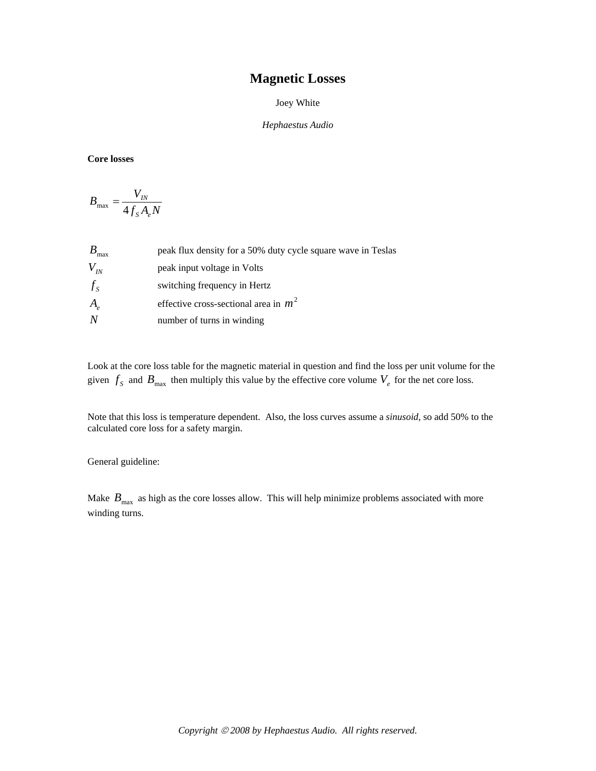# Magnetic Losses

Joey White

*Hephaestus Audio*

**Core losses**

$$B_{\max} = \frac{V_{IN}}{4 f_S A_e N}$$

| | |
|---|---|
| $B_{\max}$ | peak flux density for a 50% duty cycle square wave in Teslas |
| $V_{IN}$ | peak input voltage in Volts |
| $f_S$ | switching frequency in Hertz |
| $A_e$ | effective cross-sectional area in $m^2$ |
| $N$ | number of turns in winding |

Look at the core loss table for the magnetic material in question and find the loss per unit volume for the given $f_S$ and $B_{\max}$ then multiply this value by the effective core volume $V_e$ for the net core loss.

Note that this loss is temperature dependent. Also, the loss curves assume a *sinusoid*, so add 50% to the calculated core loss for a safety margin.

General guideline:

Make $B_{\max}$ as high as the core losses allow. This will help minimize problems associated with more winding turns.

*Copyright © 2008 by Hephaestus Audio. All rights reserved.*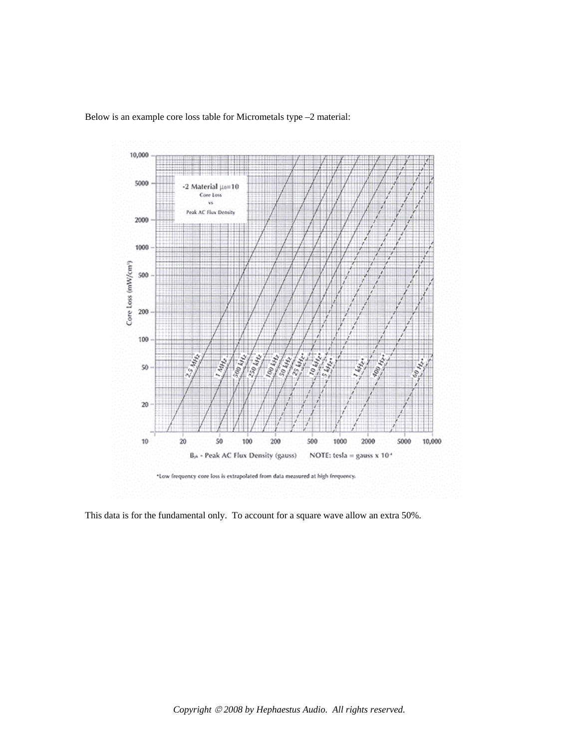Below is an example core loss table for Micrometals type –2 material:

This data is for the fundamental only. To account for a square wave allow an extra 50%.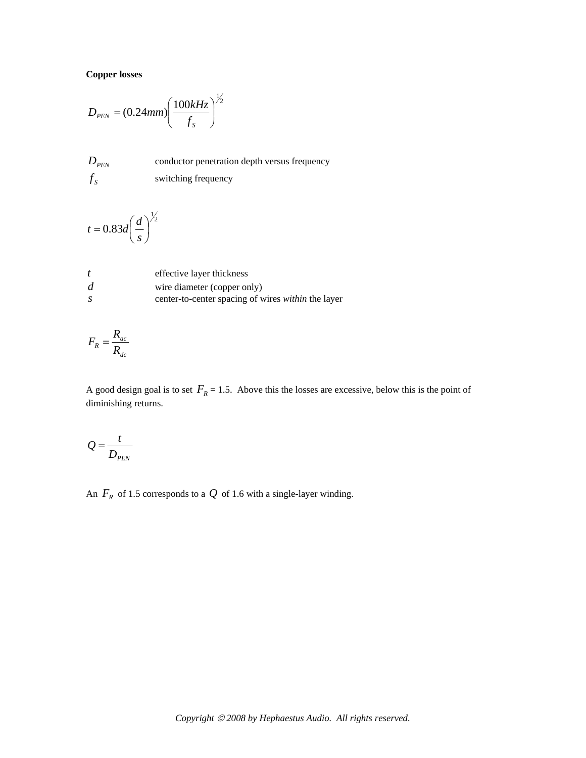**Copper losses**

$$D_{PEN} = (0.24mm)\left(\frac{100kHz}{f_S}\right)^{1/2}$$

| | |
|---|---|
| $D_{PEN}$ | conductor penetration depth versus frequency |
| $f_S$ | switching frequency |

$$t = 0.83d\left(\frac{d}{s}\right)^{1/2}$$

| | |
|---|---|
| $t$ | effective layer thickness |
| $d$ | wire diameter (copper only) |
| $s$ | center-to-center spacing of wires *within* the layer |

$$F_R = \frac{R_{ac}}{R_{dc}}$$

A good design goal is to set $F_R$ = 1.5. Above this the losses are excessive, below this is the point of diminishing returns.

$$Q = \frac{t}{D_{PEN}}$$

An $F_R$ of 1.5 corresponds to a $Q$ of 1.6 with a single-layer winding.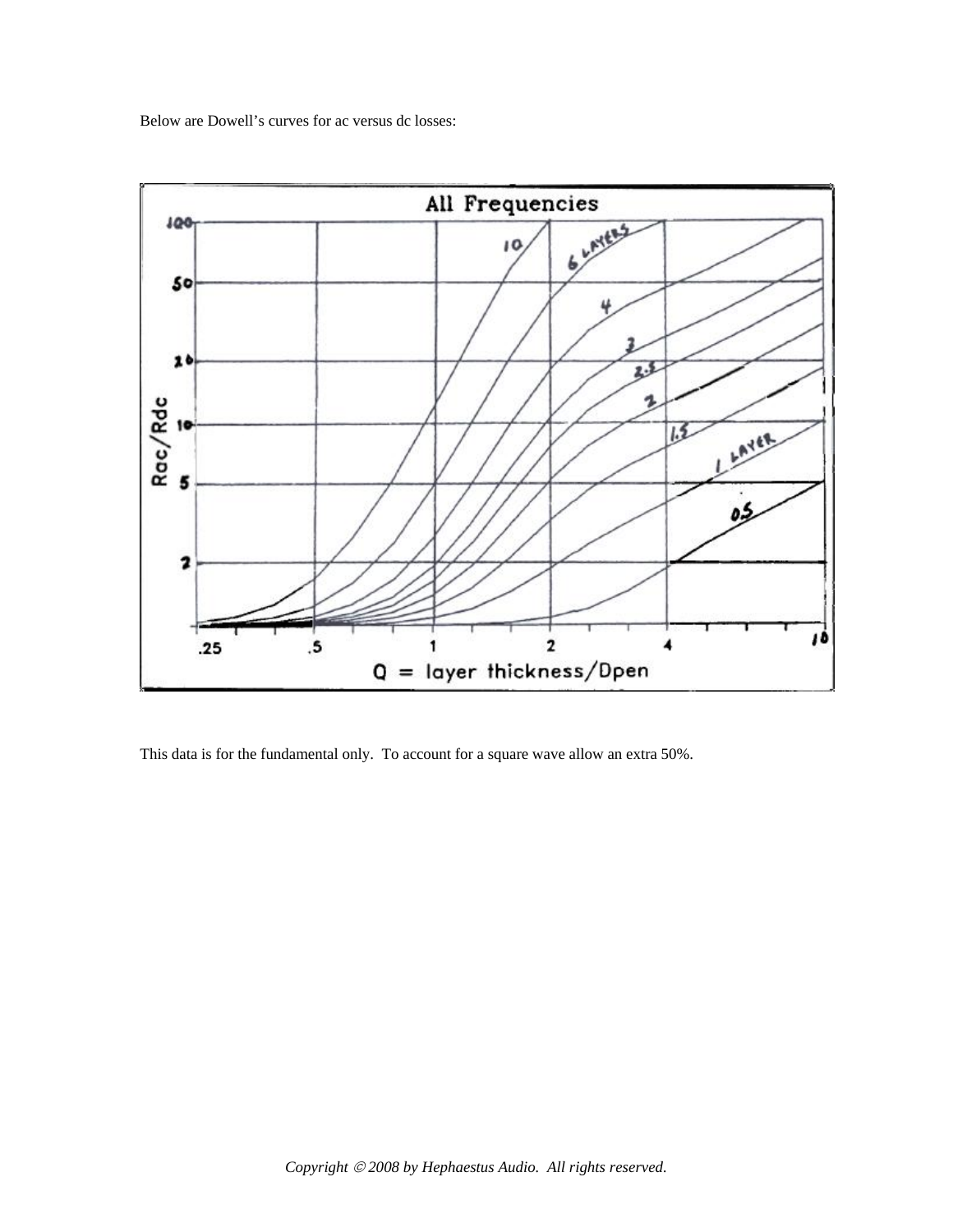Below are Dowell's curves for ac versus dc losses:

All Frequencies

Rac/Rdc

100

50

20

10

5

2

Q = layer thickness/Dpen

.25

.5

1

2

4

10

10

6 LAYERS

4

3

2.5

2

1.5

1 LAYER

0.5

This data is for the fundamental only. To account for a square wave allow an extra 50%.

*Copyright © 2008 by Hephaestus Audio. All rights reserved.*